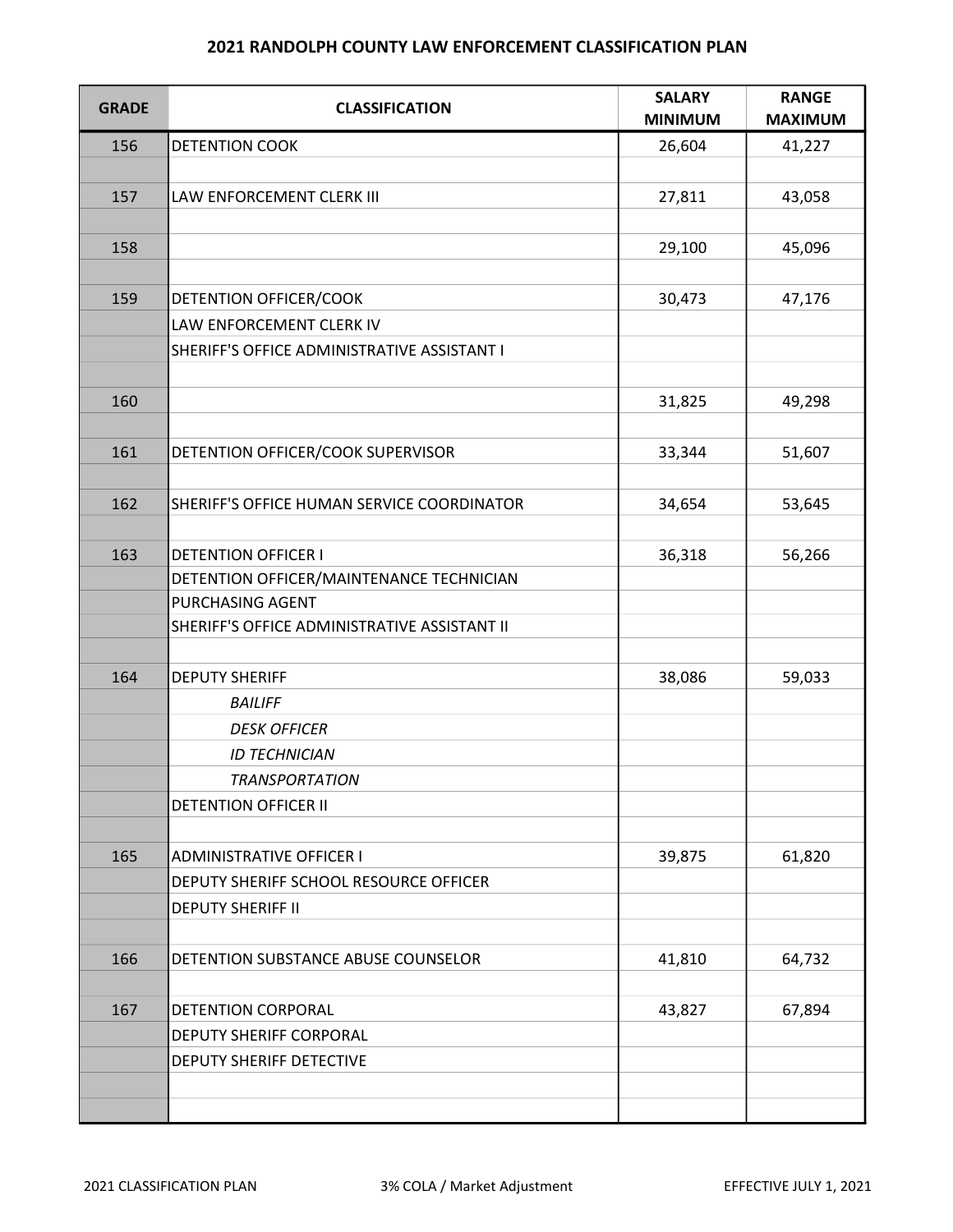# 2021 RANDOLPH COUNTY LAW ENFORCEMENT CLASSIFICATION PLAN

| GRADE | CLASSIFICATION | SALARY MINIMUM | RANGE MAXIMUM |
|---|---|---|---|
| 156 | DETENTION COOK | 26,604 | 41,227 |
| | | | |
| 157 | LAW ENFORCEMENT CLERK III | 27,811 | 43,058 |
| | | | |
| 158 | | 29,100 | 45,096 |
| | | | |
| 159 | DETENTION OFFICER/COOK | 30,473 | 47,176 |
| | LAW ENFORCEMENT CLERK IV | | |
| | SHERIFF'S OFFICE ADMINISTRATIVE ASSISTANT I | | |
| | | | |
| 160 | | 31,825 | 49,298 |
| | | | |
| 161 | DETENTION OFFICER/COOK SUPERVISOR | 33,344 | 51,607 |
| | | | |
| 162 | SHERIFF'S OFFICE HUMAN SERVICE COORDINATOR | 34,654 | 53,645 |
| | | | |
| 163 | DETENTION OFFICER I | 36,318 | 56,266 |
| | DETENTION OFFICER/MAINTENANCE TECHNICIAN | | |
| | PURCHASING AGENT | | |
| | SHERIFF'S OFFICE ADMINISTRATIVE ASSISTANT II | | |
| | | | |
| 164 | DEPUTY SHERIFF | 38,086 | 59,033 |
| | *BAILIFF* | | |
| | *DESK OFFICER* | | |
| | *ID TECHNICIAN* | | |
| | *TRANSPORTATION* | | |
| | DETENTION OFFICER II | | |
| | | | |
| 165 | ADMINISTRATIVE OFFICER I | 39,875 | 61,820 |
| | DEPUTY SHERIFF SCHOOL RESOURCE OFFICER | | |
| | DEPUTY SHERIFF II | | |
| | | | |
| 166 | DETENTION SUBSTANCE ABUSE COUNSELOR | 41,810 | 64,732 |
| | | | |
| 167 | DETENTION CORPORAL | 43,827 | 67,894 |
| | DEPUTY SHERIFF CORPORAL | | |
| | DEPUTY SHERIFF DETECTIVE | | |
| | | | |
| | | | |

2021 CLASSIFICATION PLAN — 3% COLA / Market Adjustment — EFFECTIVE JULY 1, 2021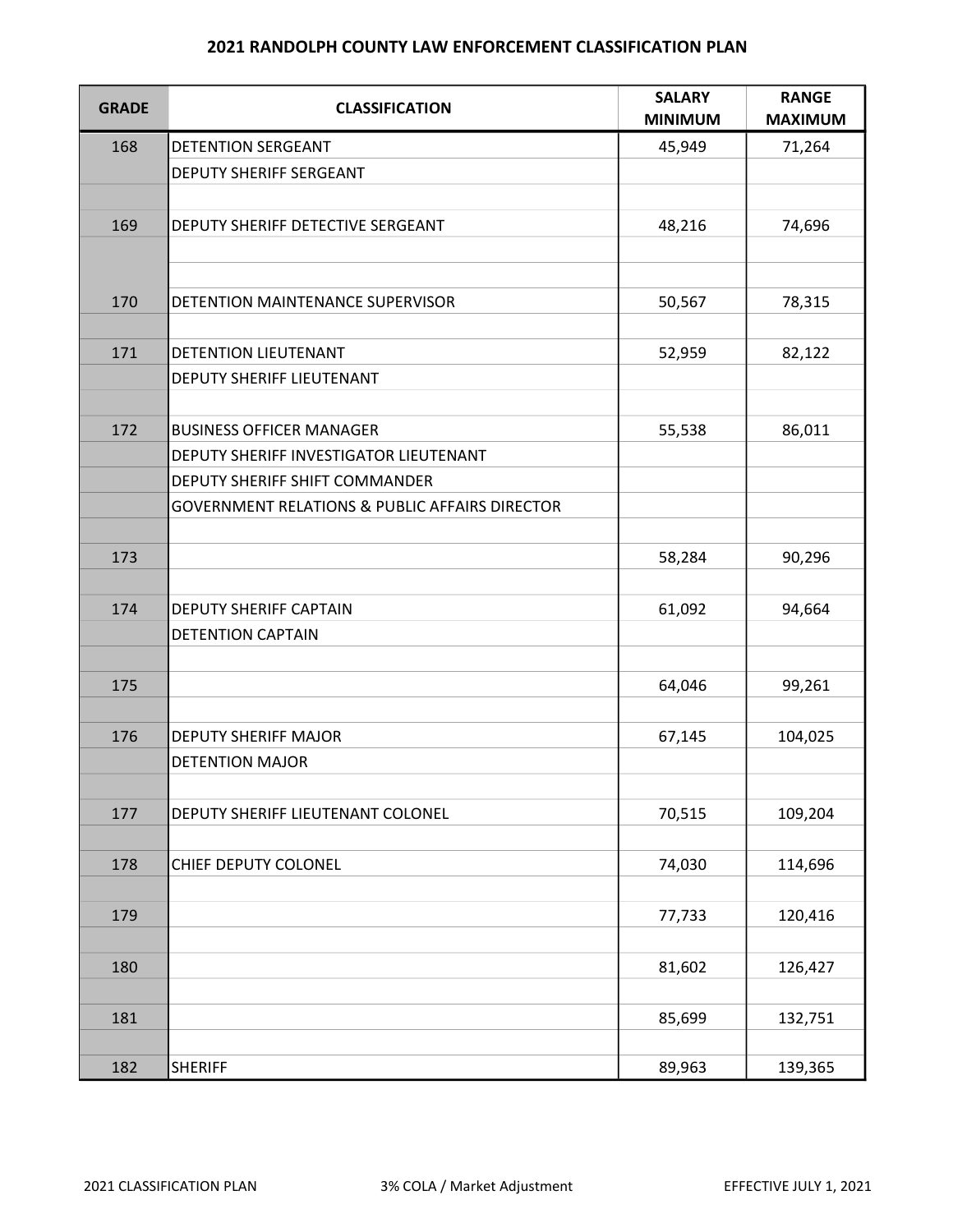## 2021 RANDOLPH COUNTY LAW ENFORCEMENT CLASSIFICATION PLAN

| GRADE | CLASSIFICATION | SALARY MINIMUM | RANGE MAXIMUM |
|---|---|---|---|
| 168 | DETENTION SERGEANT | 45,949 | 71,264 |
| | DEPUTY SHERIFF SERGEANT | | |
| | | | |
| 169 | DEPUTY SHERIFF DETECTIVE SERGEANT | 48,216 | 74,696 |
| | | | |
| | | | |
| 170 | DETENTION MAINTENANCE SUPERVISOR | 50,567 | 78,315 |
| | | | |
| 171 | DETENTION LIEUTENANT | 52,959 | 82,122 |
| | DEPUTY SHERIFF LIEUTENANT | | |
| | | | |
| 172 | BUSINESS OFFICER MANAGER | 55,538 | 86,011 |
| | DEPUTY SHERIFF INVESTIGATOR LIEUTENANT | | |
| | DEPUTY SHERIFF SHIFT COMMANDER | | |
| | GOVERNMENT RELATIONS & PUBLIC AFFAIRS DIRECTOR | | |
| | | | |
| 173 | | 58,284 | 90,296 |
| | | | |
| 174 | DEPUTY SHERIFF CAPTAIN | 61,092 | 94,664 |
| | DETENTION CAPTAIN | | |
| | | | |
| 175 | | 64,046 | 99,261 |
| | | | |
| 176 | DEPUTY SHERIFF MAJOR | 67,145 | 104,025 |
| | DETENTION MAJOR | | |
| | | | |
| 177 | DEPUTY SHERIFF LIEUTENANT COLONEL | 70,515 | 109,204 |
| | | | |
| 178 | CHIEF DEPUTY COLONEL | 74,030 | 114,696 |
| | | | |
| 179 | | 77,733 | 120,416 |
| | | | |
| 180 | | 81,602 | 126,427 |
| | | | |
| 181 | | 85,699 | 132,751 |
| | | | |
| 182 | SHERIFF | 89,963 | 139,365 |

2021 CLASSIFICATION PLAN — 3% COLA / Market Adjustment — EFFECTIVE JULY 1, 2021